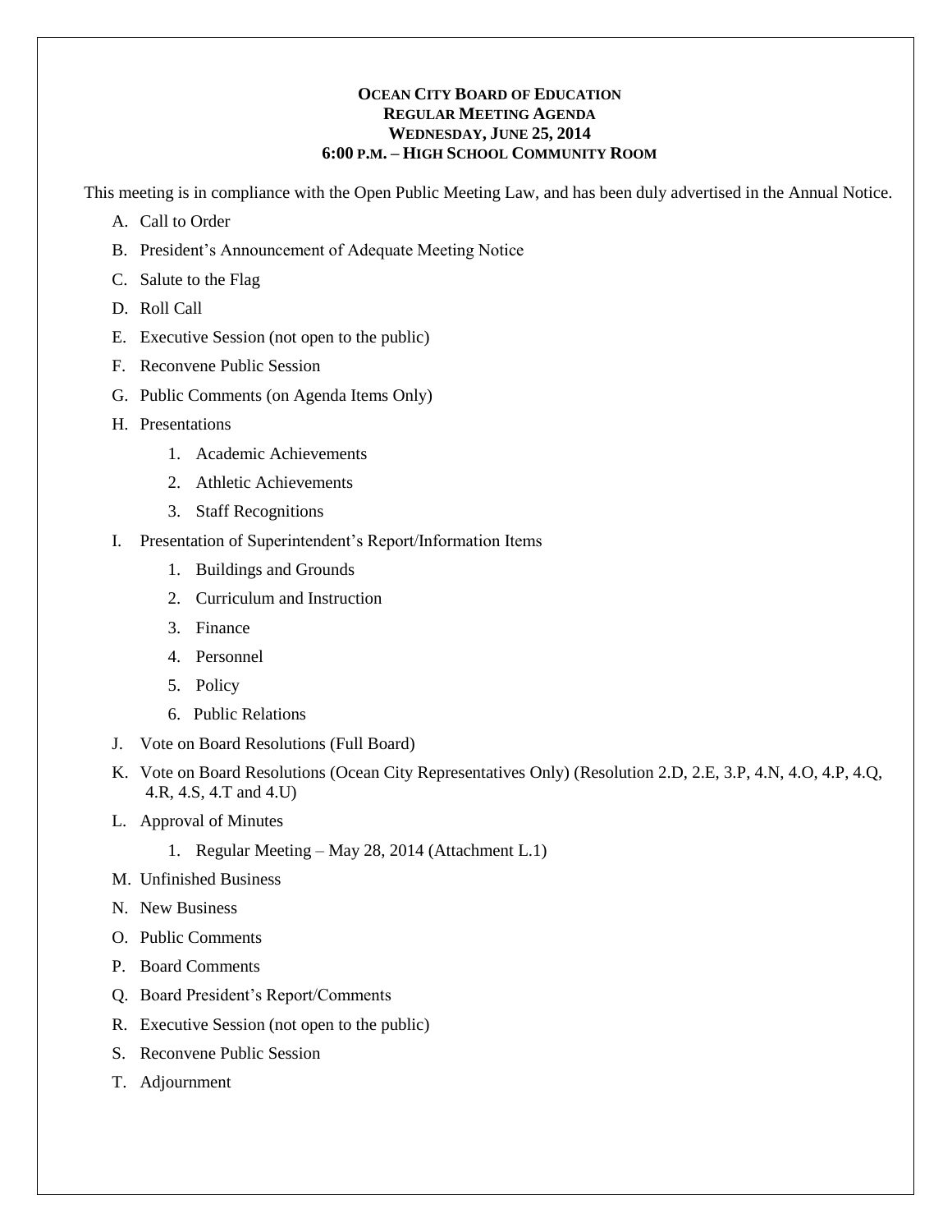**OCEAN CITY BOARD OF EDUCATION**
**REGULAR MEETING AGENDA**
**WEDNESDAY, JUNE 25, 2014**
**6:00 P.M. – HIGH SCHOOL COMMUNITY ROOM**

This meeting is in compliance with the Open Public Meeting Law, and has been duly advertised in the Annual Notice.

A. Call to Order

B. President's Announcement of Adequate Meeting Notice

C. Salute to the Flag

D. Roll Call

E. Executive Session (not open to the public)

F. Reconvene Public Session

G. Public Comments (on Agenda Items Only)

H. Presentations

   1. Academic Achievements
   2. Athletic Achievements
   3. Staff Recognitions

I. Presentation of Superintendent's Report/Information Items

   1. Buildings and Grounds
   2. Curriculum and Instruction
   3. Finance
   4. Personnel
   5. Policy
   6. Public Relations

J. Vote on Board Resolutions (Full Board)

K. Vote on Board Resolutions (Ocean City Representatives Only) (Resolution 2.D, 2.E, 3.P, 4.N, 4.O, 4.P, 4.Q, 4.R, 4.S, 4.T and 4.U)

L. Approval of Minutes

   1. Regular Meeting – May 28, 2014 (Attachment L.1)

M. Unfinished Business

N. New Business

O. Public Comments

P. Board Comments

Q. Board President's Report/Comments

R. Executive Session (not open to the public)

S. Reconvene Public Session

T. Adjournment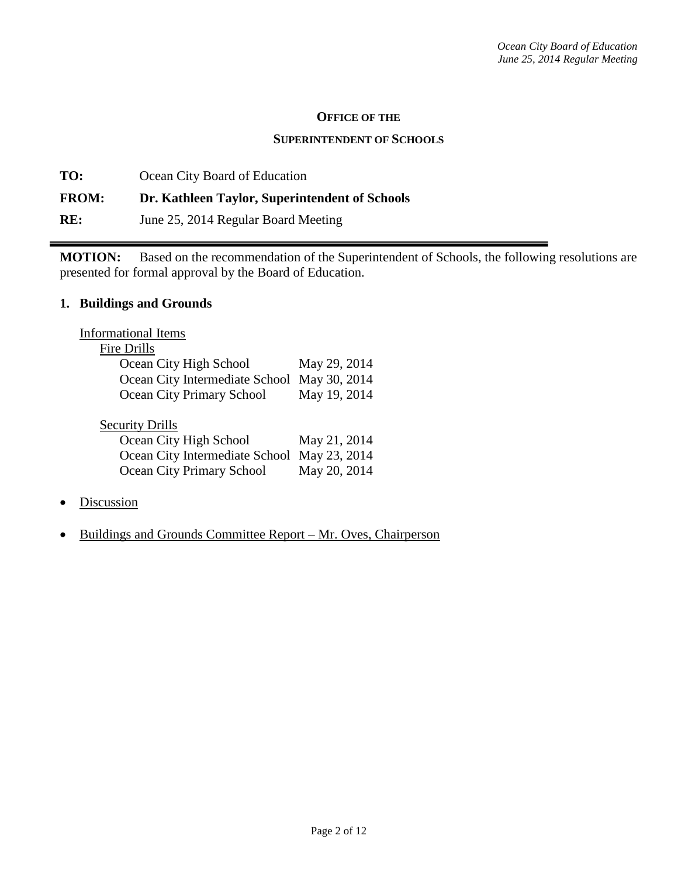**OFFICE OF THE**

**SUPERINTENDENT OF SCHOOLS**

**TO:** Ocean City Board of Education

**FROM:** **Dr. Kathleen Taylor, Superintendent of Schools**

**RE:** June 25, 2014 Regular Board Meeting

---

**MOTION:** Based on the recommendation of the Superintendent of Schools, the following resolutions are presented for formal approval by the Board of Education.

## 1. Buildings and Grounds

Informational Items

Fire Drills

| | |
|---|---|
| Ocean City High School | May 29, 2014 |
| Ocean City Intermediate School | May 30, 2014 |
| Ocean City Primary School | May 19, 2014 |

Security Drills

| | |
|---|---|
| Ocean City High School | May 21, 2014 |
| Ocean City Intermediate School | May 23, 2014 |
| Ocean City Primary School | May 20, 2014 |

- Discussion
- Buildings and Grounds Committee Report – Mr. Oves, Chairperson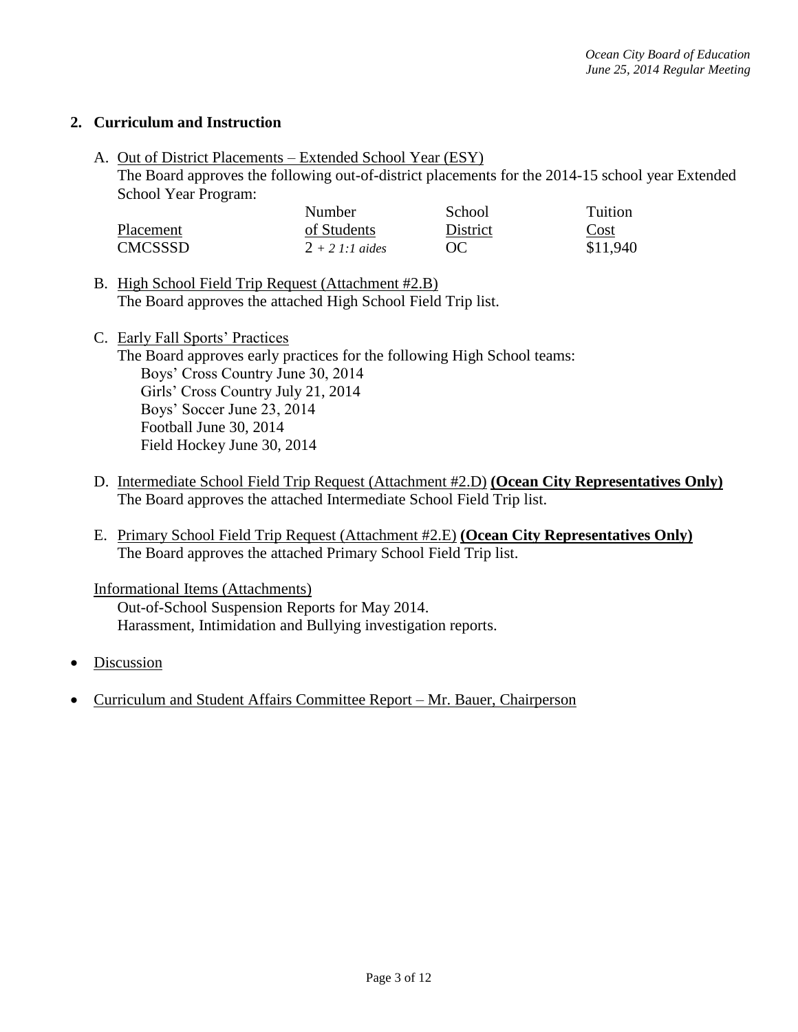## 2. Curriculum and Instruction

A. <u>Out of District Placements – Extended School Year (ESY)</u>
The Board approves the following out-of-district placements for the 2014-15 school year Extended School Year Program:

| Placement | Number of Students | School District | Tuition Cost |
|---|---|---|---|
| CMCSSSD | 2 *+ 2 1:1 aides* | OC | \$11,940 |

B. <u>High School Field Trip Request (Attachment #2.B)</u>
The Board approves the attached High School Field Trip list.

C. <u>Early Fall Sports' Practices</u>
The Board approves early practices for the following High School teams:
Boys' Cross Country June 30, 2014
Girls' Cross Country July 21, 2014
Boys' Soccer June 23, 2014
Football June 30, 2014
Field Hockey June 30, 2014

D. <u>Intermediate School Field Trip Request (Attachment #2.D)</u> **(Ocean City Representatives Only)**
The Board approves the attached Intermediate School Field Trip list.

E. <u>Primary School Field Trip Request (Attachment #2.E)</u> **(Ocean City Representatives Only)**
The Board approves the attached Primary School Field Trip list.

<u>Informational Items (Attachments)</u>
Out-of-School Suspension Reports for May 2014.
Harassment, Intimidation and Bullying investigation reports.

- <u>Discussion</u>
- <u>Curriculum and Student Affairs Committee Report – Mr. Bauer, Chairperson</u>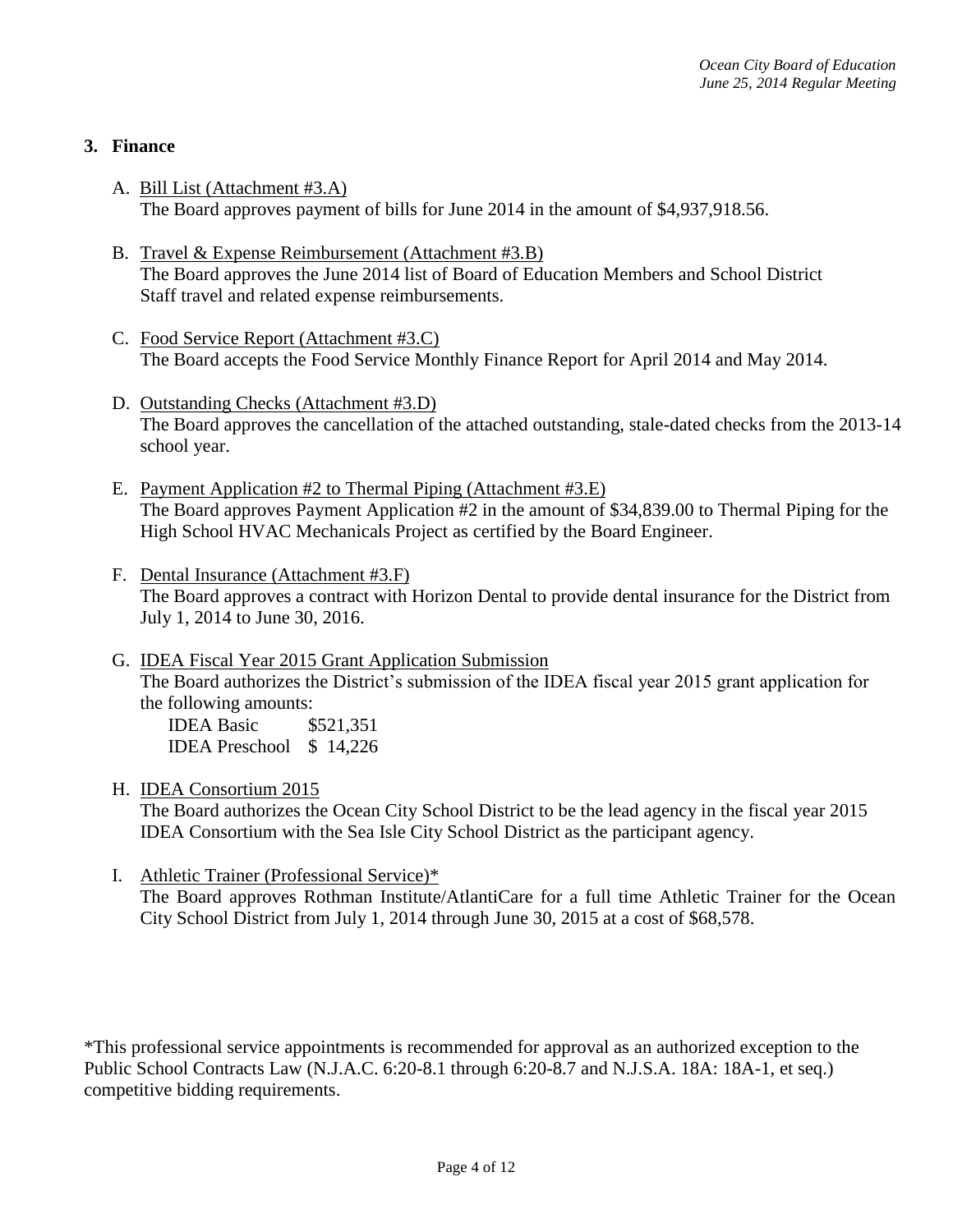## 3. Finance

A. Bill List (Attachment #3.A)
The Board approves payment of bills for June 2014 in the amount of $4,937,918.56.

B. Travel & Expense Reimbursement (Attachment #3.B)
The Board approves the June 2014 list of Board of Education Members and School District Staff travel and related expense reimbursements.

C. Food Service Report (Attachment #3.C)
The Board accepts the Food Service Monthly Finance Report for April 2014 and May 2014.

D. Outstanding Checks (Attachment #3.D)
The Board approves the cancellation of the attached outstanding, stale-dated checks from the 2013-14 school year.

E. Payment Application #2 to Thermal Piping (Attachment #3.E)
The Board approves Payment Application #2 in the amount of $34,839.00 to Thermal Piping for the High School HVAC Mechanicals Project as certified by the Board Engineer.

F. Dental Insurance (Attachment #3.F)
The Board approves a contract with Horizon Dental to provide dental insurance for the District from July 1, 2014 to June 30, 2016.

G. IDEA Fiscal Year 2015 Grant Application Submission
The Board authorizes the District's submission of the IDEA fiscal year 2015 grant application for the following amounts:

| | |
|---|---|
| IDEA Basic | $521,351 |
| IDEA Preschool | $ 14,226 |

H. IDEA Consortium 2015
The Board authorizes the Ocean City School District to be the lead agency in the fiscal year 2015 IDEA Consortium with the Sea Isle City School District as the participant agency.

I. Athletic Trainer (Professional Service)*
The Board approves Rothman Institute/AtlantiCare for a full time Athletic Trainer for the Ocean City School District from July 1, 2014 through June 30, 2015 at a cost of $68,578.

*This professional service appointments is recommended for approval as an authorized exception to the Public School Contracts Law (N.J.A.C. 6:20-8.1 through 6:20-8.7 and N.J.S.A. 18A: 18A-1, et seq.) competitive bidding requirements.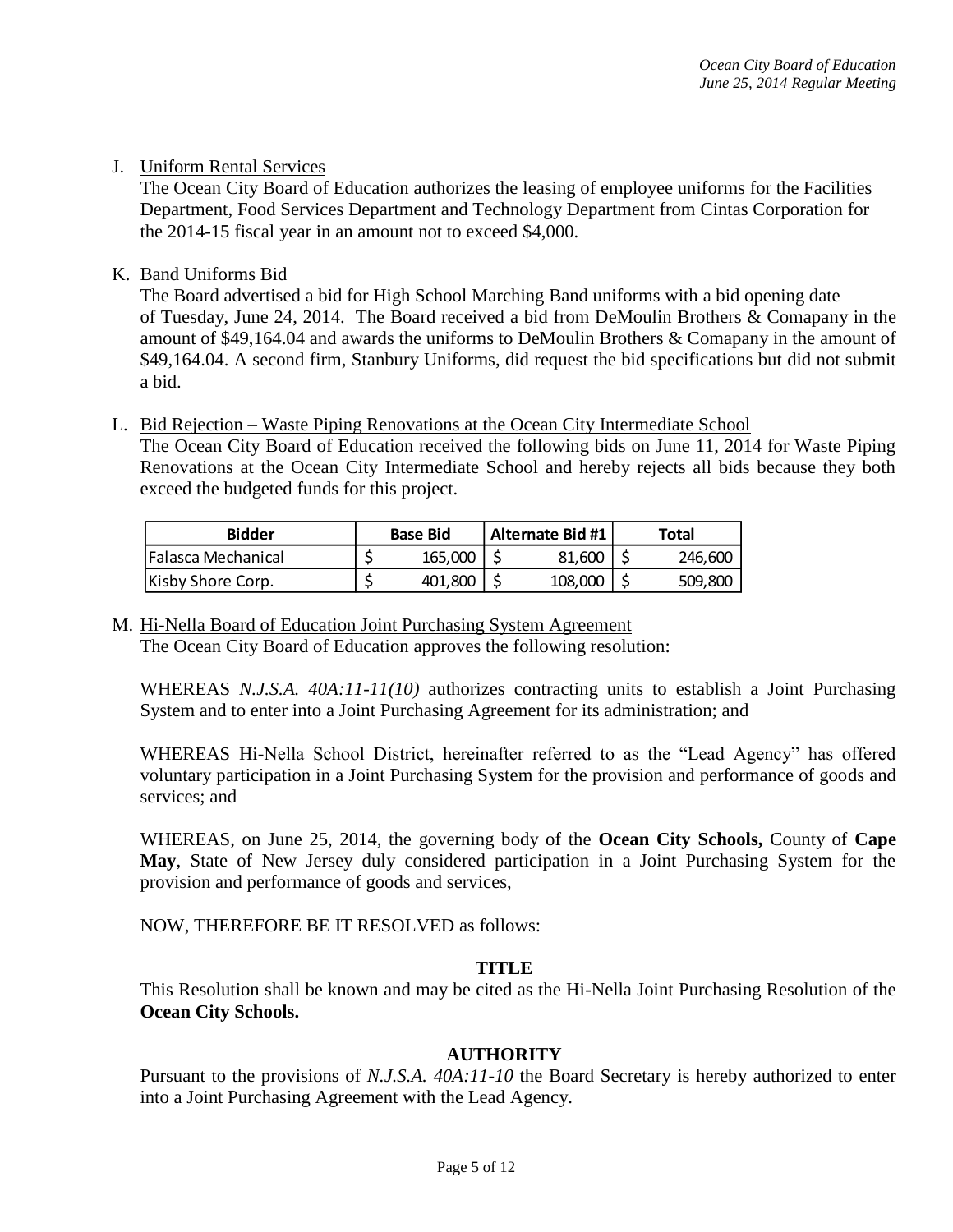J. Uniform Rental Services

The Ocean City Board of Education authorizes the leasing of employee uniforms for the Facilities Department, Food Services Department and Technology Department from Cintas Corporation for the 2014-15 fiscal year in an amount not to exceed $4,000.

K. Band Uniforms Bid

The Board advertised a bid for High School Marching Band uniforms with a bid opening date of Tuesday, June 24, 2014. The Board received a bid from DeMoulin Brothers & Comapany in the amount of $49,164.04 and awards the uniforms to DeMoulin Brothers & Comapany in the amount of $49,164.04. A second firm, Stanbury Uniforms, did request the bid specifications but did not submit a bid.

L. Bid Rejection – Waste Piping Renovations at the Ocean City Intermediate School

The Ocean City Board of Education received the following bids on June 11, 2014 for Waste Piping Renovations at the Ocean City Intermediate School and hereby rejects all bids because they both exceed the budgeted funds for this project.

| Bidder | Base Bid | Alternate Bid #1 | Total |
|---|---|---|---|
| Falasca Mechanical | $ 165,000 | $ 81,600 | $ 246,600 |
| Kisby Shore Corp. | $ 401,800 | $ 108,000 | $ 509,800 |

M. Hi-Nella Board of Education Joint Purchasing System Agreement

The Ocean City Board of Education approves the following resolution:

WHEREAS *N.J.S.A. 40A:11-11(10)* authorizes contracting units to establish a Joint Purchasing System and to enter into a Joint Purchasing Agreement for its administration; and

WHEREAS Hi-Nella School District, hereinafter referred to as the "Lead Agency" has offered voluntary participation in a Joint Purchasing System for the provision and performance of goods and services; and

WHEREAS, on June 25, 2014, the governing body of the **Ocean City Schools,** County of **Cape May**, State of New Jersey duly considered participation in a Joint Purchasing System for the provision and performance of goods and services,

NOW, THEREFORE BE IT RESOLVED as follows:

**TITLE**

This Resolution shall be known and may be cited as the Hi-Nella Joint Purchasing Resolution of the **Ocean City Schools.**

**AUTHORITY**

Pursuant to the provisions of *N.J.S.A. 40A:11-10* the Board Secretary is hereby authorized to enter into a Joint Purchasing Agreement with the Lead Agency.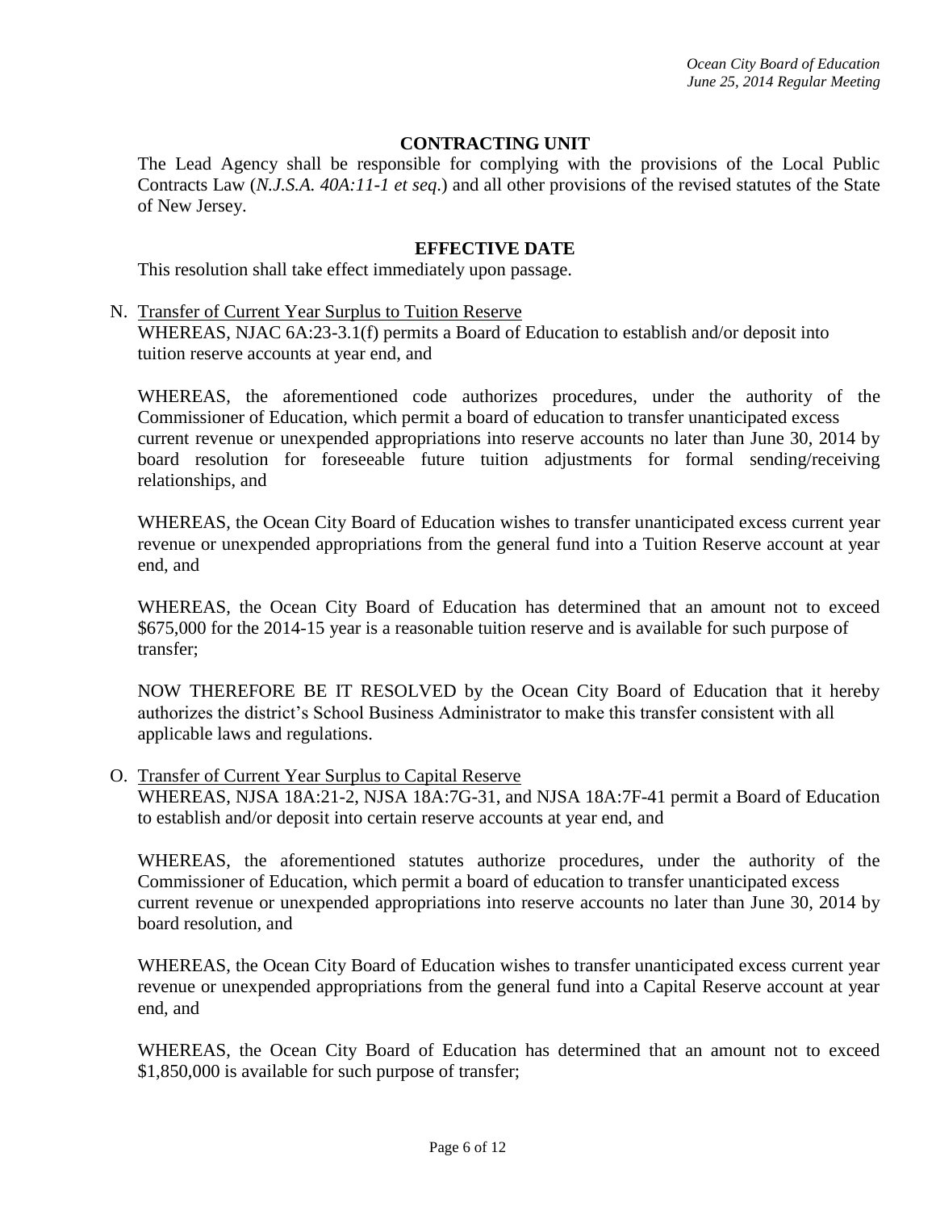**CONTRACTING UNIT**

The Lead Agency shall be responsible for complying with the provisions of the Local Public Contracts Law (*N.J.S.A. 40A:11-1 et seq.*) and all other provisions of the revised statutes of the State of New Jersey.

**EFFECTIVE DATE**

This resolution shall take effect immediately upon passage.

N. <u>Transfer of Current Year Surplus to Tuition Reserve</u>

WHEREAS, NJAC 6A:23-3.1(f) permits a Board of Education to establish and/or deposit into tuition reserve accounts at year end, and

WHEREAS, the aforementioned code authorizes procedures, under the authority of the Commissioner of Education, which permit a board of education to transfer unanticipated excess current revenue or unexpended appropriations into reserve accounts no later than June 30, 2014 by board resolution for foreseeable future tuition adjustments for formal sending/receiving relationships, and

WHEREAS, the Ocean City Board of Education wishes to transfer unanticipated excess current year revenue or unexpended appropriations from the general fund into a Tuition Reserve account at year end, and

WHEREAS, the Ocean City Board of Education has determined that an amount not to exceed $675,000 for the 2014-15 year is a reasonable tuition reserve and is available for such purpose of transfer;

NOW THEREFORE BE IT RESOLVED by the Ocean City Board of Education that it hereby authorizes the district's School Business Administrator to make this transfer consistent with all applicable laws and regulations.

O. <u>Transfer of Current Year Surplus to Capital Reserve</u>

WHEREAS, NJSA 18A:21-2, NJSA 18A:7G-31, and NJSA 18A:7F-41 permit a Board of Education to establish and/or deposit into certain reserve accounts at year end, and

WHEREAS, the aforementioned statutes authorize procedures, under the authority of the Commissioner of Education, which permit a board of education to transfer unanticipated excess current revenue or unexpended appropriations into reserve accounts no later than June 30, 2014 by board resolution, and

WHEREAS, the Ocean City Board of Education wishes to transfer unanticipated excess current year revenue or unexpended appropriations from the general fund into a Capital Reserve account at year end, and

WHEREAS, the Ocean City Board of Education has determined that an amount not to exceed $1,850,000 is available for such purpose of transfer;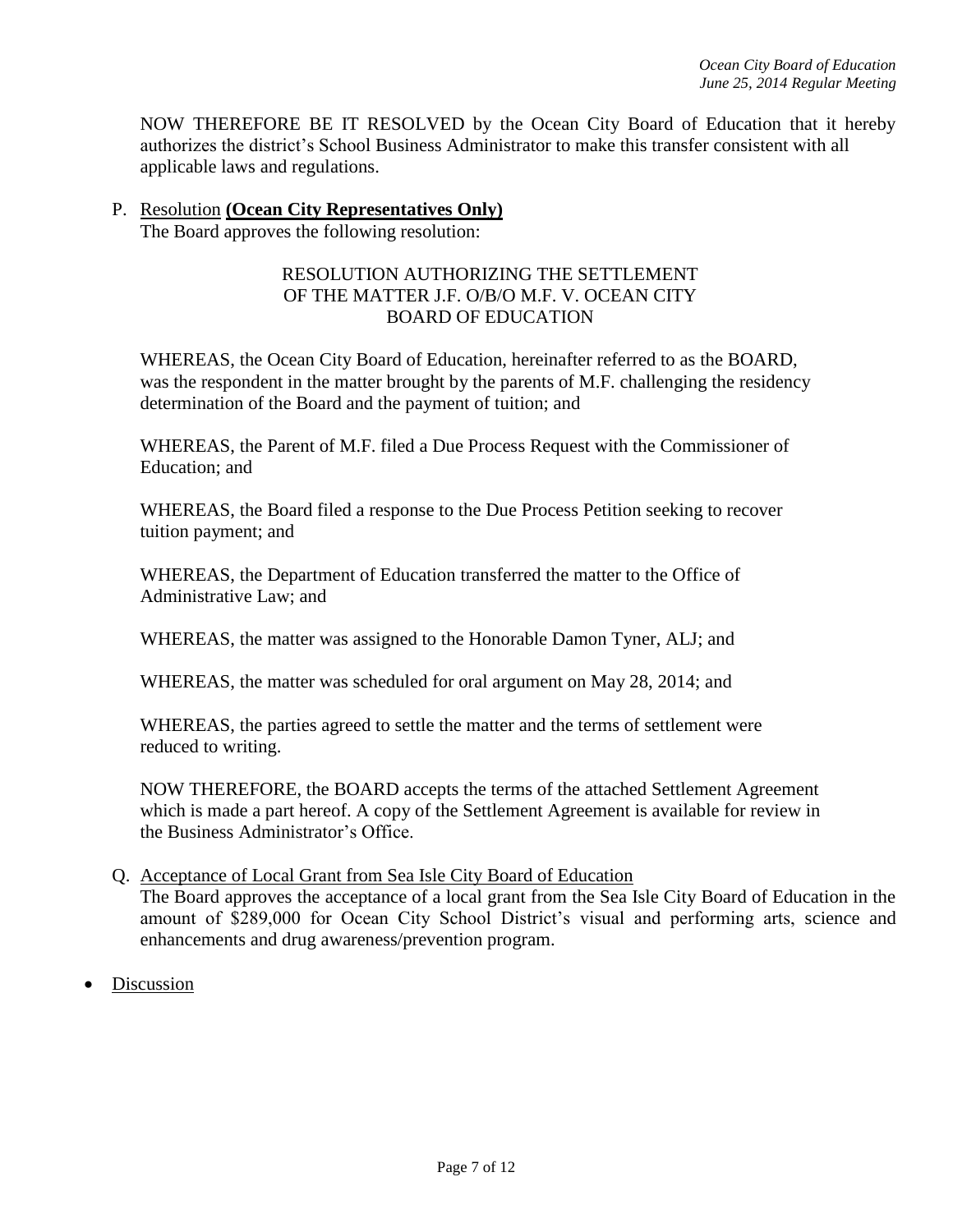NOW THEREFORE BE IT RESOLVED by the Ocean City Board of Education that it hereby authorizes the district's School Business Administrator to make this transfer consistent with all applicable laws and regulations.

P. Resolution **(Ocean City Representatives Only)**
The Board approves the following resolution:

RESOLUTION AUTHORIZING THE SETTLEMENT OF THE MATTER J.F. O/B/O M.F. V. OCEAN CITY BOARD OF EDUCATION

WHEREAS, the Ocean City Board of Education, hereinafter referred to as the BOARD, was the respondent in the matter brought by the parents of M.F. challenging the residency determination of the Board and the payment of tuition; and

WHEREAS, the Parent of M.F. filed a Due Process Request with the Commissioner of Education; and

WHEREAS, the Board filed a response to the Due Process Petition seeking to recover tuition payment; and

WHEREAS, the Department of Education transferred the matter to the Office of Administrative Law; and

WHEREAS, the matter was assigned to the Honorable Damon Tyner, ALJ; and

WHEREAS, the matter was scheduled for oral argument on May 28, 2014; and

WHEREAS, the parties agreed to settle the matter and the terms of settlement were reduced to writing.

NOW THEREFORE, the BOARD accepts the terms of the attached Settlement Agreement which is made a part hereof. A copy of the Settlement Agreement is available for review in the Business Administrator's Office.

Q. Acceptance of Local Grant from Sea Isle City Board of Education
The Board approves the acceptance of a local grant from the Sea Isle City Board of Education in the amount of $289,000 for Ocean City School District's visual and performing arts, science and enhancements and drug awareness/prevention program.

- Discussion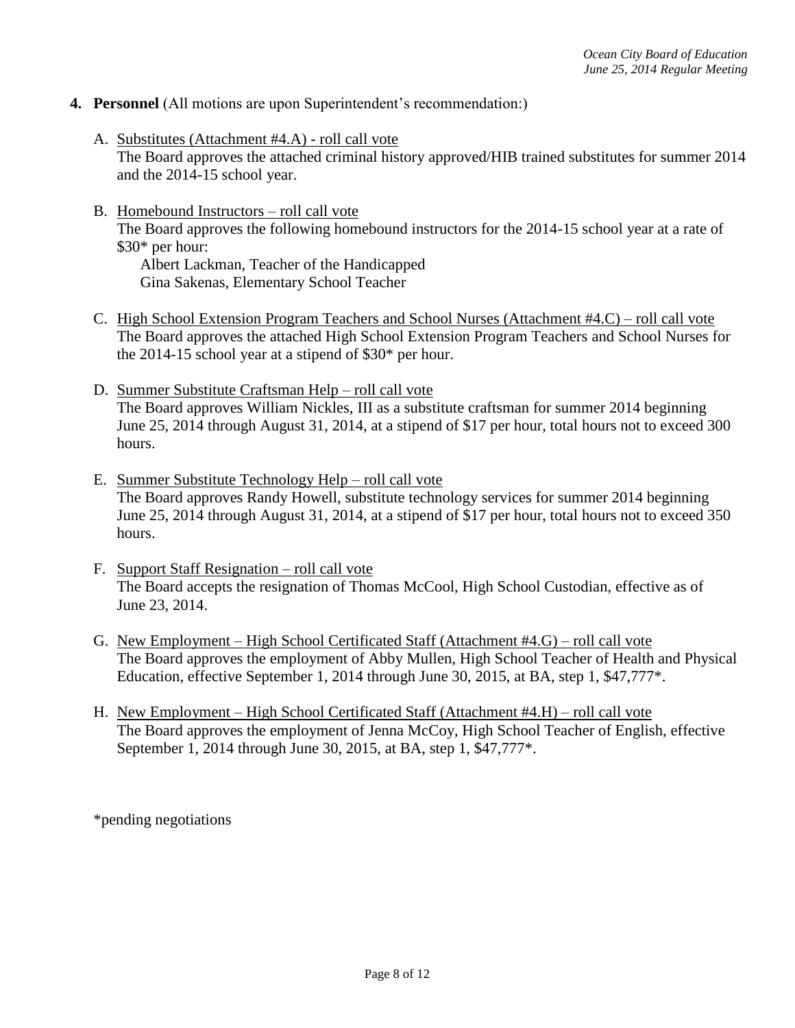**4. Personnel** (All motions are upon Superintendent's recommendation:)

A. Substitutes (Attachment #4.A) - roll call vote
The Board approves the attached criminal history approved/HIB trained substitutes for summer 2014 and the 2014-15 school year.

B. Homebound Instructors – roll call vote
The Board approves the following homebound instructors for the 2014-15 school year at a rate of $30* per hour:
Albert Lackman, Teacher of the Handicapped
Gina Sakenas, Elementary School Teacher

C. High School Extension Program Teachers and School Nurses (Attachment #4.C) – roll call vote
The Board approves the attached High School Extension Program Teachers and School Nurses for the 2014-15 school year at a stipend of $30* per hour.

D. Summer Substitute Craftsman Help – roll call vote
The Board approves William Nickles, III as a substitute craftsman for summer 2014 beginning June 25, 2014 through August 31, 2014, at a stipend of $17 per hour, total hours not to exceed 300 hours.

E. Summer Substitute Technology Help – roll call vote
The Board approves Randy Howell, substitute technology services for summer 2014 beginning June 25, 2014 through August 31, 2014, at a stipend of $17 per hour, total hours not to exceed 350 hours.

F. Support Staff Resignation – roll call vote
The Board accepts the resignation of Thomas McCool, High School Custodian, effective as of June 23, 2014.

G. New Employment – High School Certificated Staff (Attachment #4.G) – roll call vote
The Board approves the employment of Abby Mullen, High School Teacher of Health and Physical Education, effective September 1, 2014 through June 30, 2015, at BA, step 1, $47,777*.

H. New Employment – High School Certificated Staff (Attachment #4.H) – roll call vote
The Board approves the employment of Jenna McCoy, High School Teacher of English, effective September 1, 2014 through June 30, 2015, at BA, step 1, $47,777*.

*pending negotiations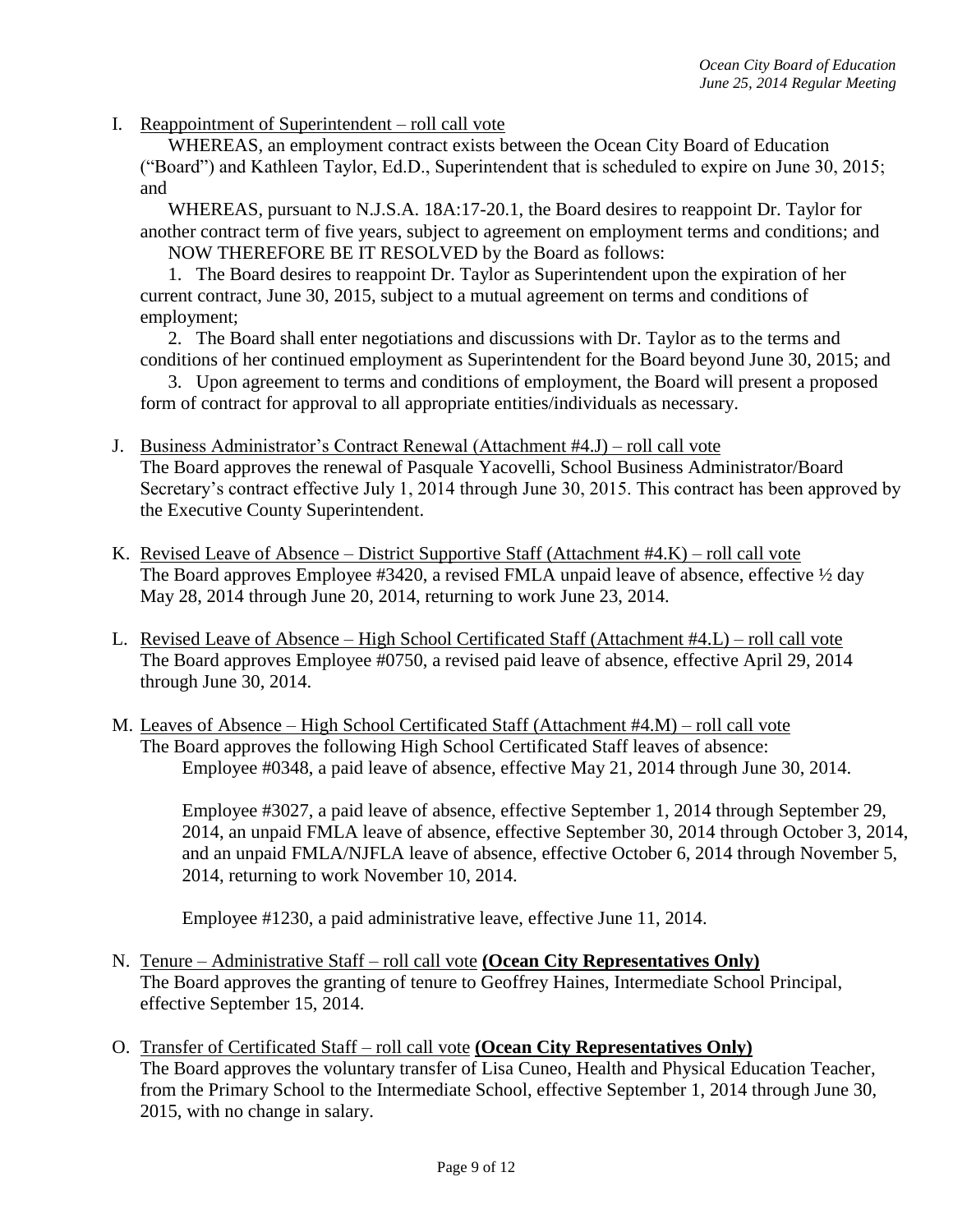I. Reappointment of Superintendent – roll call vote

WHEREAS, an employment contract exists between the Ocean City Board of Education ("Board") and Kathleen Taylor, Ed.D., Superintendent that is scheduled to expire on June 30, 2015; and

WHEREAS, pursuant to N.J.S.A. 18A:17-20.1, the Board desires to reappoint Dr. Taylor for another contract term of five years, subject to agreement on employment terms and conditions; and

NOW THEREFORE BE IT RESOLVED by the Board as follows:

1. The Board desires to reappoint Dr. Taylor as Superintendent upon the expiration of her current contract, June 30, 2015, subject to a mutual agreement on terms and conditions of employment;
2. The Board shall enter negotiations and discussions with Dr. Taylor as to the terms and conditions of her continued employment as Superintendent for the Board beyond June 30, 2015; and
3. Upon agreement to terms and conditions of employment, the Board will present a proposed form of contract for approval to all appropriate entities/individuals as necessary.

J. Business Administrator's Contract Renewal (Attachment #4.J) – roll call vote

The Board approves the renewal of Pasquale Yacovelli, School Business Administrator/Board Secretary's contract effective July 1, 2014 through June 30, 2015. This contract has been approved by the Executive County Superintendent.

K. Revised Leave of Absence – District Supportive Staff (Attachment #4.K) – roll call vote

The Board approves Employee #3420, a revised FMLA unpaid leave of absence, effective ½ day May 28, 2014 through June 20, 2014, returning to work June 23, 2014.

L. Revised Leave of Absence – High School Certificated Staff (Attachment #4.L) – roll call vote

The Board approves Employee #0750, a revised paid leave of absence, effective April 29, 2014 through June 30, 2014.

M. Leaves of Absence – High School Certificated Staff (Attachment #4.M) – roll call vote

The Board approves the following High School Certificated Staff leaves of absence:

Employee #0348, a paid leave of absence, effective May 21, 2014 through June 30, 2014.

Employee #3027, a paid leave of absence, effective September 1, 2014 through September 29, 2014, an unpaid FMLA leave of absence, effective September 30, 2014 through October 3, 2014, and an unpaid FMLA/NJFLA leave of absence, effective October 6, 2014 through November 5, 2014, returning to work November 10, 2014.

Employee #1230, a paid administrative leave, effective June 11, 2014.

N. Tenure – Administrative Staff – roll call vote **(Ocean City Representatives Only)**

The Board approves the granting of tenure to Geoffrey Haines, Intermediate School Principal, effective September 15, 2014.

O. Transfer of Certificated Staff – roll call vote **(Ocean City Representatives Only)**

The Board approves the voluntary transfer of Lisa Cuneo, Health and Physical Education Teacher, from the Primary School to the Intermediate School, effective September 1, 2014 through June 30, 2015, with no change in salary.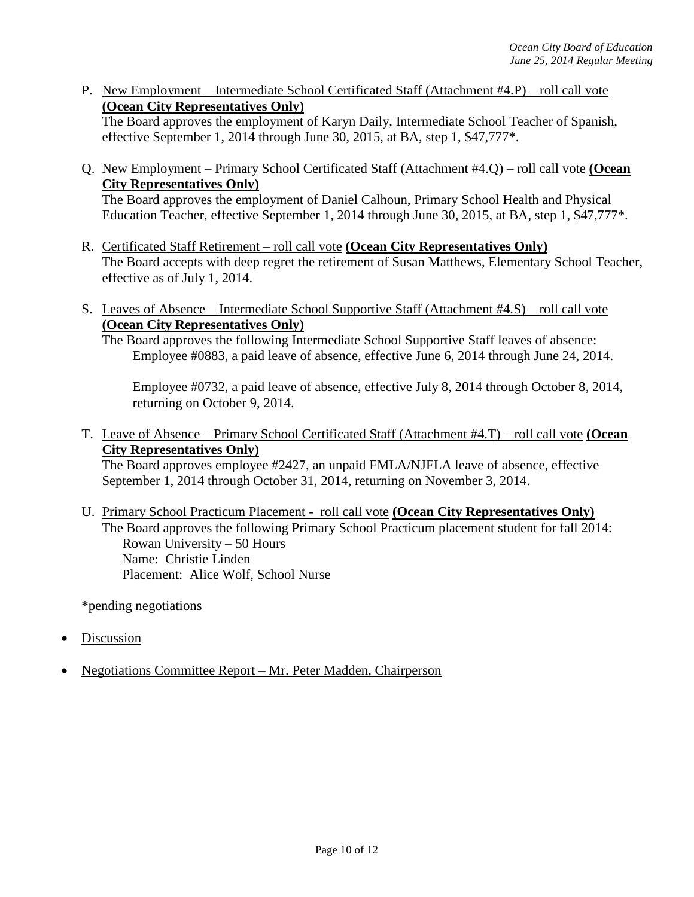P. <u>New Employment – Intermediate School Certificated Staff (Attachment #4.P) – roll call vote</u> **(Ocean City Representatives Only)**
The Board approves the employment of Karyn Daily, Intermediate School Teacher of Spanish, effective September 1, 2014 through June 30, 2015, at BA, step 1, $47,777*.

Q. <u>New Employment – Primary School Certificated Staff (Attachment #4.Q) – roll call vote</u> **(Ocean City Representatives Only)**
The Board approves the employment of Daniel Calhoun, Primary School Health and Physical Education Teacher, effective September 1, 2014 through June 30, 2015, at BA, step 1, $47,777*.

R. <u>Certificated Staff Retirement – roll call vote</u> **(Ocean City Representatives Only)**
The Board accepts with deep regret the retirement of Susan Matthews, Elementary School Teacher, effective as of July 1, 2014.

S. <u>Leaves of Absence – Intermediate School Supportive Staff (Attachment #4.S) – roll call vote</u> **(Ocean City Representatives Only)**
The Board approves the following Intermediate School Supportive Staff leaves of absence:
   Employee #0883, a paid leave of absence, effective June 6, 2014 through June 24, 2014.

   Employee #0732, a paid leave of absence, effective July 8, 2014 through October 8, 2014, returning on October 9, 2014.

T. <u>Leave of Absence – Primary School Certificated Staff (Attachment #4.T) – roll call vote</u> **(Ocean City Representatives Only)**
The Board approves employee #2427, an unpaid FMLA/NJFLA leave of absence, effective September 1, 2014 through October 31, 2014, returning on November 3, 2014.

U. <u>Primary School Practicum Placement - roll call vote</u> **(Ocean City Representatives Only)**
The Board approves the following Primary School Practicum placement student for fall 2014:
   <u>Rowan University – 50 Hours</u>
   Name: Christie Linden
   Placement: Alice Wolf, School Nurse

*pending negotiations

- <u>Discussion</u>

- <u>Negotiations Committee Report – Mr. Peter Madden, Chairperson</u>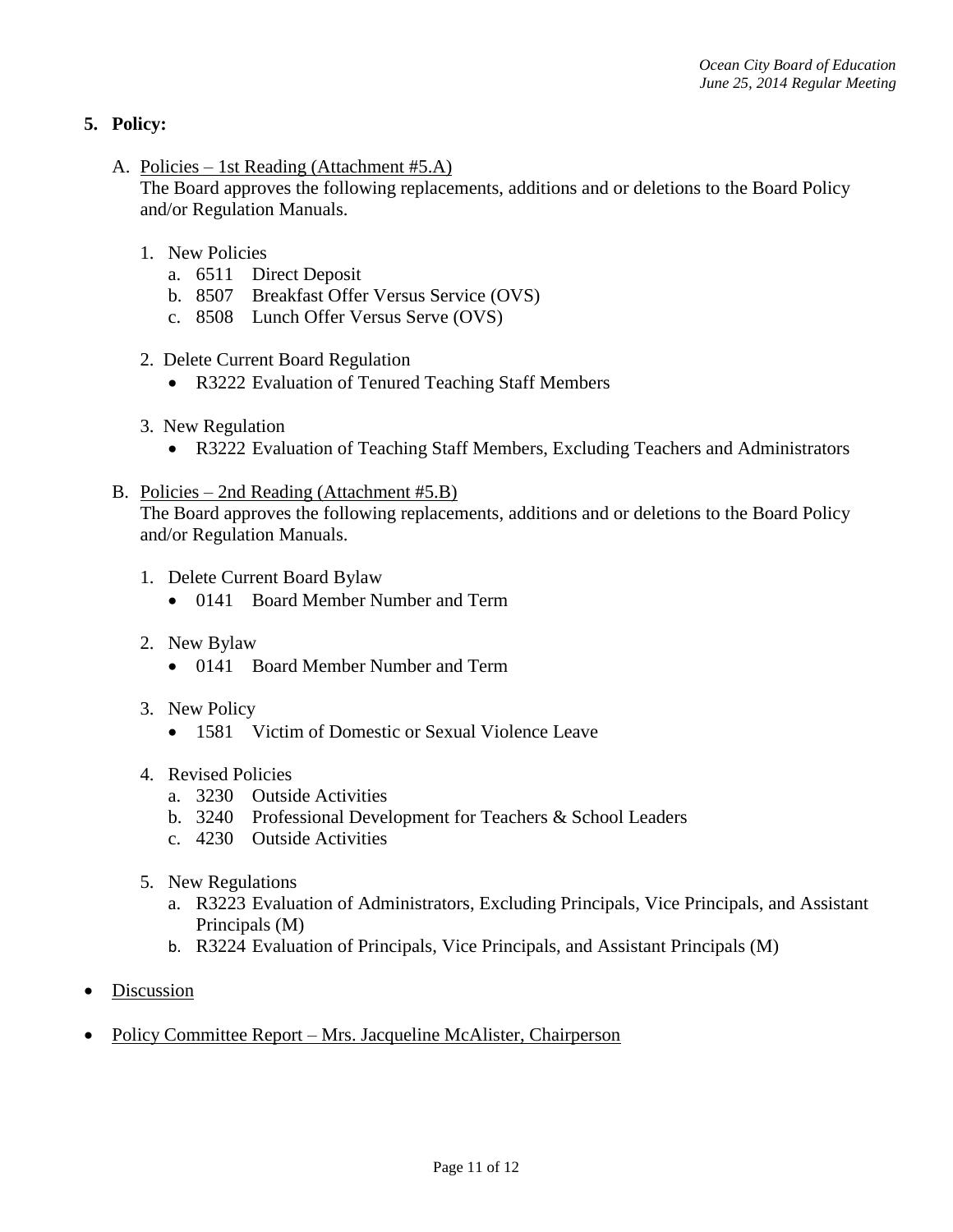## 5. Policy:

A. Policies – 1st Reading (Attachment #5.A)
The Board approves the following replacements, additions and or deletions to the Board Policy and/or Regulation Manuals.

1. New Policies
   a. 6511 Direct Deposit
   b. 8507 Breakfast Offer Versus Service (OVS)
   c. 8508 Lunch Offer Versus Serve (OVS)

2. Delete Current Board Regulation
   - R3222 Evaluation of Tenured Teaching Staff Members

3. New Regulation
   - R3222 Evaluation of Teaching Staff Members, Excluding Teachers and Administrators

B. Policies – 2nd Reading (Attachment #5.B)
The Board approves the following replacements, additions and or deletions to the Board Policy and/or Regulation Manuals.

1. Delete Current Board Bylaw
   - 0141 Board Member Number and Term

2. New Bylaw
   - 0141 Board Member Number and Term

3. New Policy
   - 1581 Victim of Domestic or Sexual Violence Leave

4. Revised Policies
   a. 3230 Outside Activities
   b. 3240 Professional Development for Teachers & School Leaders
   c. 4230 Outside Activities

5. New Regulations
   a. R3223 Evaluation of Administrators, Excluding Principals, Vice Principals, and Assistant Principals (M)
   b. R3224 Evaluation of Principals, Vice Principals, and Assistant Principals (M)

- Discussion

- Policy Committee Report – Mrs. Jacqueline McAlister, Chairperson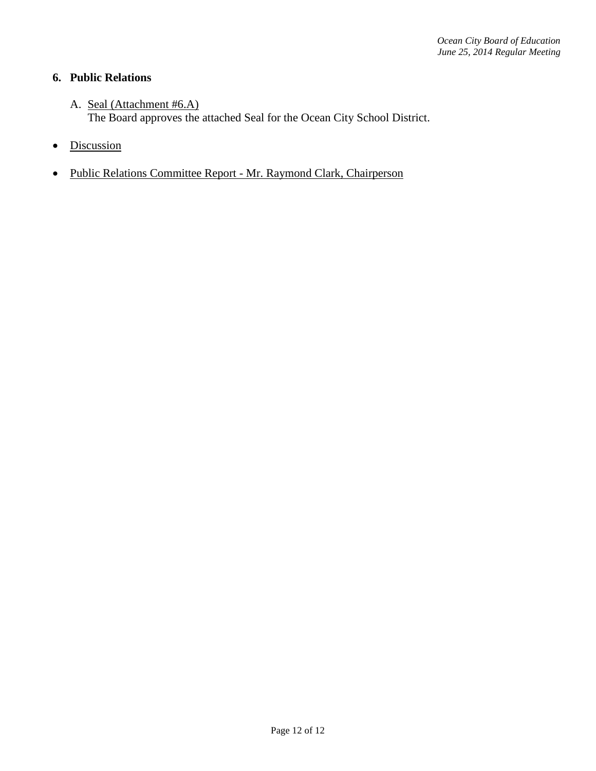## 6. Public Relations

A. Seal (Attachment #6.A)
   The Board approves the attached Seal for the Ocean City School District.

- Discussion

- Public Relations Committee Report - Mr. Raymond Clark, Chairperson